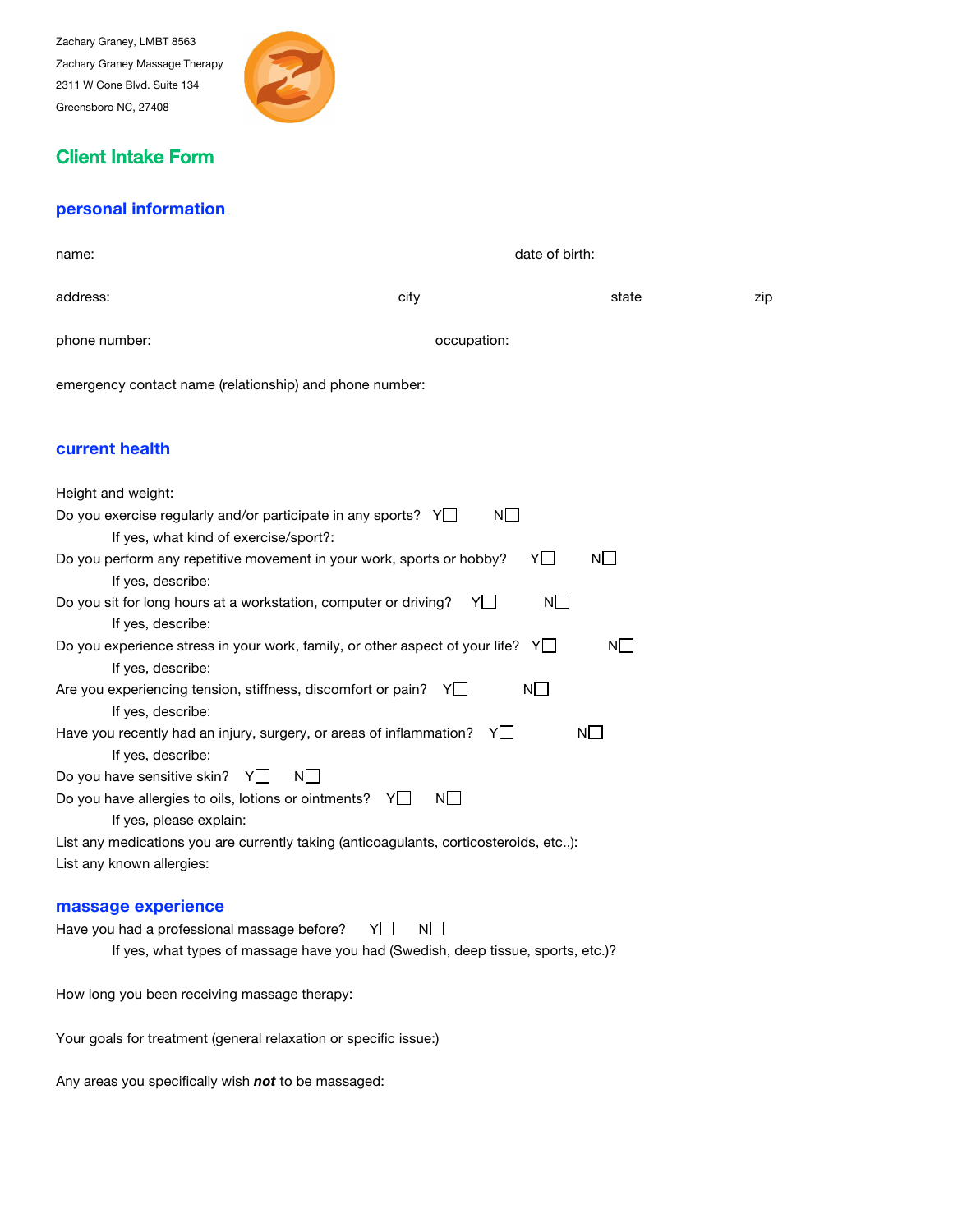Zachary Graney, LMBT 8563
Zachary Graney Massage Therapy
2311 W Cone Blvd. Suite 134
Greensboro NC, 27408

# Client Intake Form

## personal information

name: date of birth:

address: city state zip

phone number: occupation:

emergency contact name (relationship) and phone number:

## current health

Height and weight:

Do you exercise regularly and/or participate in any sports? Y☐ N☐

If yes, what kind of exercise/sport?:

Do you perform any repetitive movement in your work, sports or hobby? Y☐ N☐

If yes, describe:

Do you sit for long hours at a workstation, computer or driving? Y☐ N☐

If yes, describe:

Do you experience stress in your work, family, or other aspect of your life? Y☐ N☐

If yes, describe:

Are you experiencing tension, stiffness, discomfort or pain? Y☐ N☐

If yes, describe:

Have you recently had an injury, surgery, or areas of inflammation? Y☐ N☐

If yes, describe:

Do you have sensitive skin? Y☐ N☐

Do you have allergies to oils, lotions or ointments? Y☐ N☐

If yes, please explain:

List any medications you are currently taking (anticoagulants, corticosteroids, etc.,):

List any known allergies:

## massage experience

Have you had a professional massage before? Y☐ N☐

If yes, what types of massage have you had (Swedish, deep tissue, sports, etc.)?

How long you been receiving massage therapy:

Your goals for treatment (general relaxation or specific issue:)

Any areas you specifically wish ***not*** to be massaged: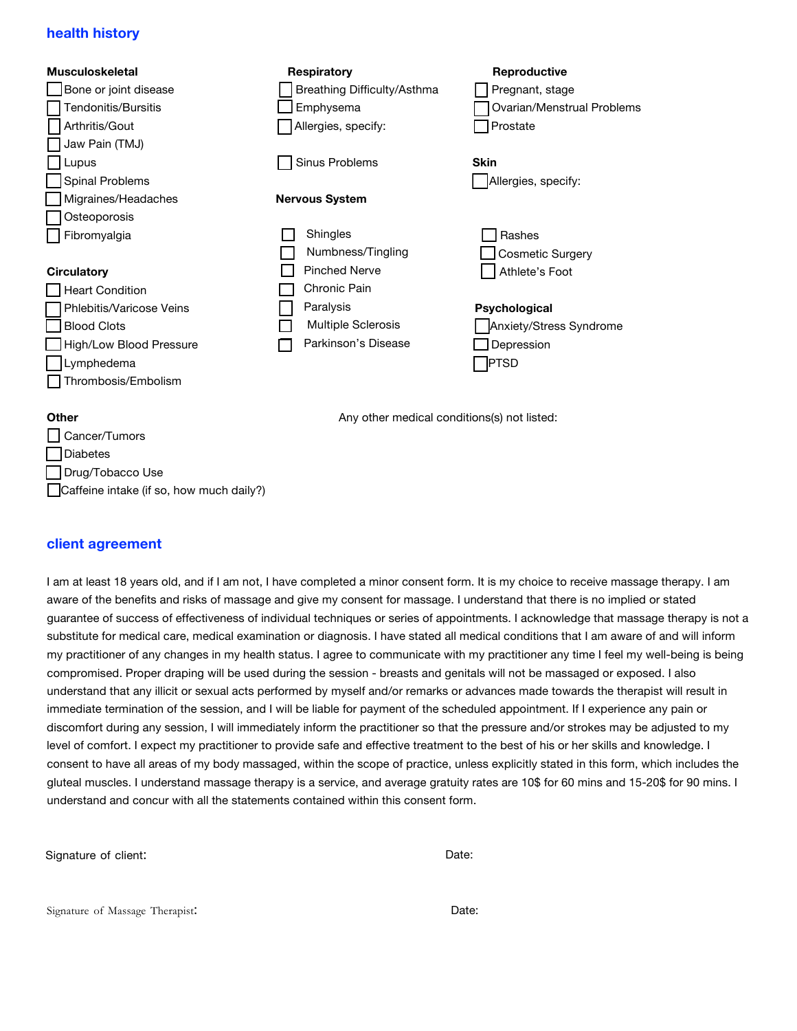## health history

**Musculoskeletal**

- [ ] Bone or joint disease
- [ ] Tendonitis/Bursitis
- [ ] Arthritis/Gout
- [ ] Jaw Pain (TMJ)
- [ ] Lupus
- [ ] Spinal Problems
- [ ] Migraines/Headaches
- [ ] Osteoporosis
- [ ] Fibromyalgia

**Circulatory**

- [ ] Heart Condition
- [ ] Phlebitis/Varicose Veins
- [ ] Blood Clots
- [ ] High/Low Blood Pressure
- [ ] Lymphedema
- [ ] Thrombosis/Embolism

**Respiratory**

- [ ] Breathing Difficulty/Asthma
- [ ] Emphysema
- [ ] Allergies, specify:
- [ ] Sinus Problems

**Nervous System**

- [ ] Shingles
- [ ] Numbness/Tingling
- [ ] Pinched Nerve
- [ ] Chronic Pain
- [ ] Paralysis
- [ ] Multiple Sclerosis
- [ ] Parkinson's Disease

**Reproductive**

- [ ] Pregnant, stage
- [ ] Ovarian/Menstrual Problems
- [ ] Prostate

**Skin**

- [ ] Allergies, specify:
- [ ] Rashes
- [ ] Cosmetic Surgery
- [ ] Athlete's Foot

**Psychological**

- [ ] Anxiety/Stress Syndrome
- [ ] Depression
- [ ] PTSD

**Other**

- [ ] Cancer/Tumors
- [ ] Diabetes
- [ ] Drug/Tobacco Use
- [ ] Caffeine intake (if so, how much daily?)

Any other medical conditions(s) not listed:

## client agreement

I am at least 18 years old, and if I am not, I have completed a minor consent form. It is my choice to receive massage therapy. I am aware of the benefits and risks of massage and give my consent for massage. I understand that there is no implied or stated guarantee of success of effectiveness of individual techniques or series of appointments. I acknowledge that massage therapy is not a substitute for medical care, medical examination or diagnosis. I have stated all medical conditions that I am aware of and will inform my practitioner of any changes in my health status. I agree to communicate with my practitioner any time I feel my well-being is being compromised. Proper draping will be used during the session - breasts and genitals will not be massaged or exposed. I also understand that any illicit or sexual acts performed by myself and/or remarks or advances made towards the therapist will result in immediate termination of the session, and I will be liable for payment of the scheduled appointment. If I experience any pain or discomfort during any session, I will immediately inform the practitioner so that the pressure and/or strokes may be adjusted to my level of comfort. I expect my practitioner to provide safe and effective treatment to the best of his or her skills and knowledge. I consent to have all areas of my body massaged, within the scope of practice, unless explicitly stated in this form, which includes the gluteal muscles. I understand massage therapy is a service, and average gratuity rates are 10$ for 60 mins and 15-20$ for 90 mins. I understand and concur with all the statements contained within this consent form.

Signature of client: Date:

Signature of Massage Therapist: Date: